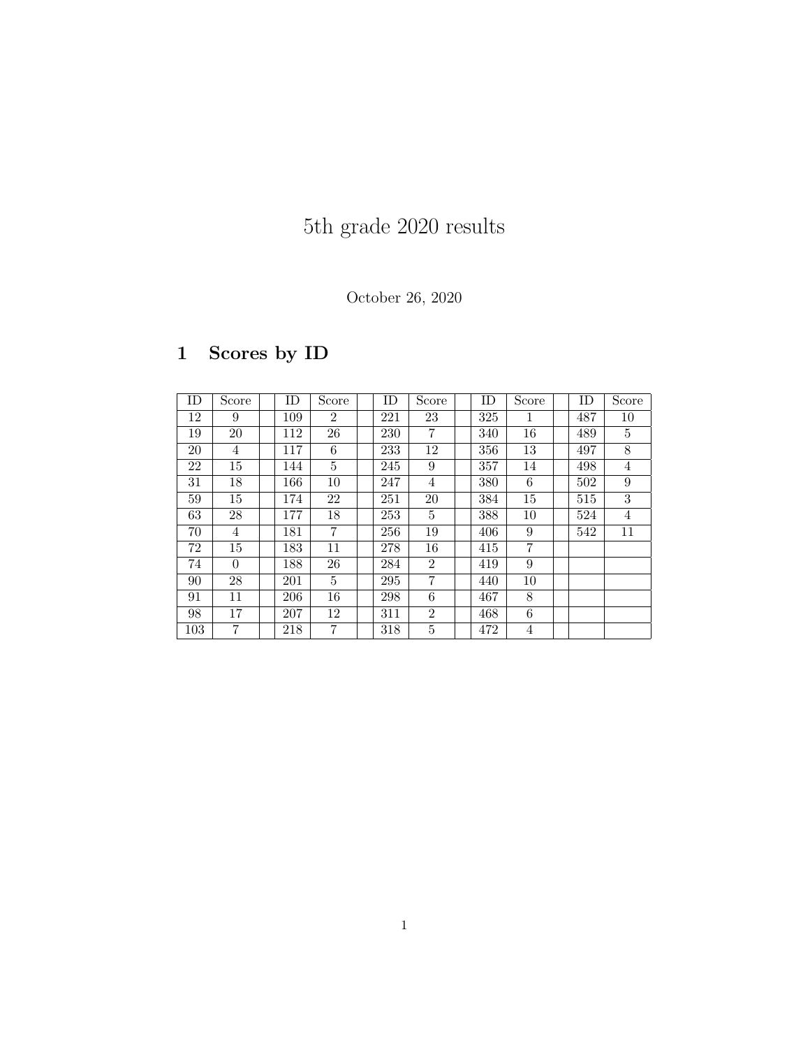# 5th grade 2020 results

October 26, 2020

## 1 Scores by ID

| ID | Score | | ID | Score | | ID | Score | | ID | Score | | ID | Score |
|---|---|---|---|---|---|---|---|---|---|---|---|---|---|
| 12 | 9 | | 109 | 2 | | 221 | 23 | | 325 | 1 | | 487 | 10 |
| 19 | 20 | | 112 | 26 | | 230 | 7 | | 340 | 16 | | 489 | 5 |
| 20 | 4 | | 117 | 6 | | 233 | 12 | | 356 | 13 | | 497 | 8 |
| 22 | 15 | | 144 | 5 | | 245 | 9 | | 357 | 14 | | 498 | 4 |
| 31 | 18 | | 166 | 10 | | 247 | 4 | | 380 | 6 | | 502 | 9 |
| 59 | 15 | | 174 | 22 | | 251 | 20 | | 384 | 15 | | 515 | 3 |
| 63 | 28 | | 177 | 18 | | 253 | 5 | | 388 | 10 | | 524 | 4 |
| 70 | 4 | | 181 | 7 | | 256 | 19 | | 406 | 9 | | 542 | 11 |
| 72 | 15 | | 183 | 11 | | 278 | 16 | | 415 | 7 | | | |
| 74 | 0 | | 188 | 26 | | 284 | 2 | | 419 | 9 | | | |
| 90 | 28 | | 201 | 5 | | 295 | 7 | | 440 | 10 | | | |
| 91 | 11 | | 206 | 16 | | 298 | 6 | | 467 | 8 | | | |
| 98 | 17 | | 207 | 12 | | 311 | 2 | | 468 | 6 | | | |
| 103 | 7 | | 218 | 7 | | 318 | 5 | | 472 | 4 | | | |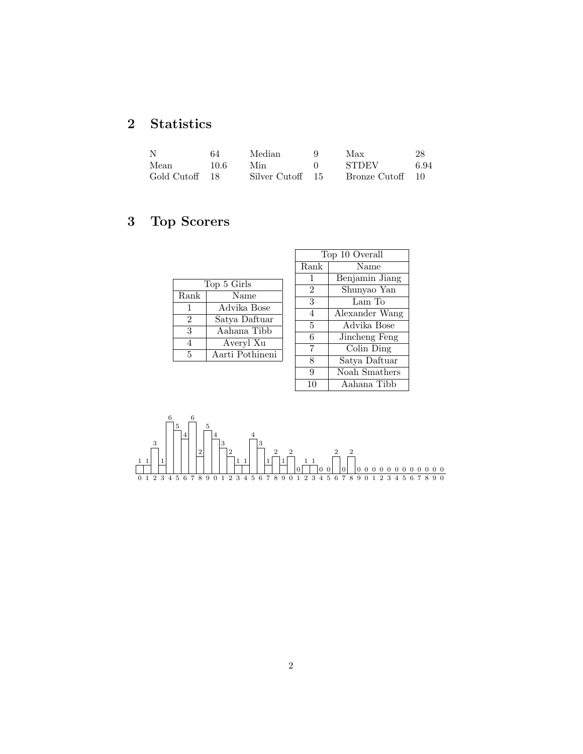## 2 Statistics

| | | | | | |
|---|---|---|---|---|---|
| N | 64 | Median | 9 | Max | 28 |
| Mean | 10.6 | Min | 0 | STDEV | 6.94 |
| Gold Cutoff | 18 | Silver Cutoff | 15 | Bronze Cutoff | 10 |

## 3 Top Scorers

| Top 5 Girls | |
|---|---|
| Rank | Name |
| 1 | Advika Bose |
| 2 | Satya Daftuar |
| 3 | Aahana Tibb |
| 4 | Averyl Xu |
| 5 | Aarti Pothineni |

| Top 10 Overall | |
|---|---|
| Rank | Name |
| 1 | Benjamin Jiang |
| 2 | Shunyao Yan |
| 3 | Lam To |
| 4 | Alexander Wang |
| 5 | Advika Bose |
| 6 | Jincheng Feng |
| 7 | Colin Ding |
| 8 | Satya Daftuar |
| 9 | Noah Smathers |
| 10 | Aahana Tibb |

1 1 3 1 6 5 4 6 2 5 4 3 2 1 1 4 3 1 2 1 2 0 1 1 0 0 2 0 2 0 0 0 0 0 0 0 0 0 0 0 0

0 1 2 3 4 5 6 7 8 9 0 1 2 3 4 5 6 7 8 9 0 1 2 3 4 5 6 7 8 9 0 1 2 3 4 5 6 7 8 9 0